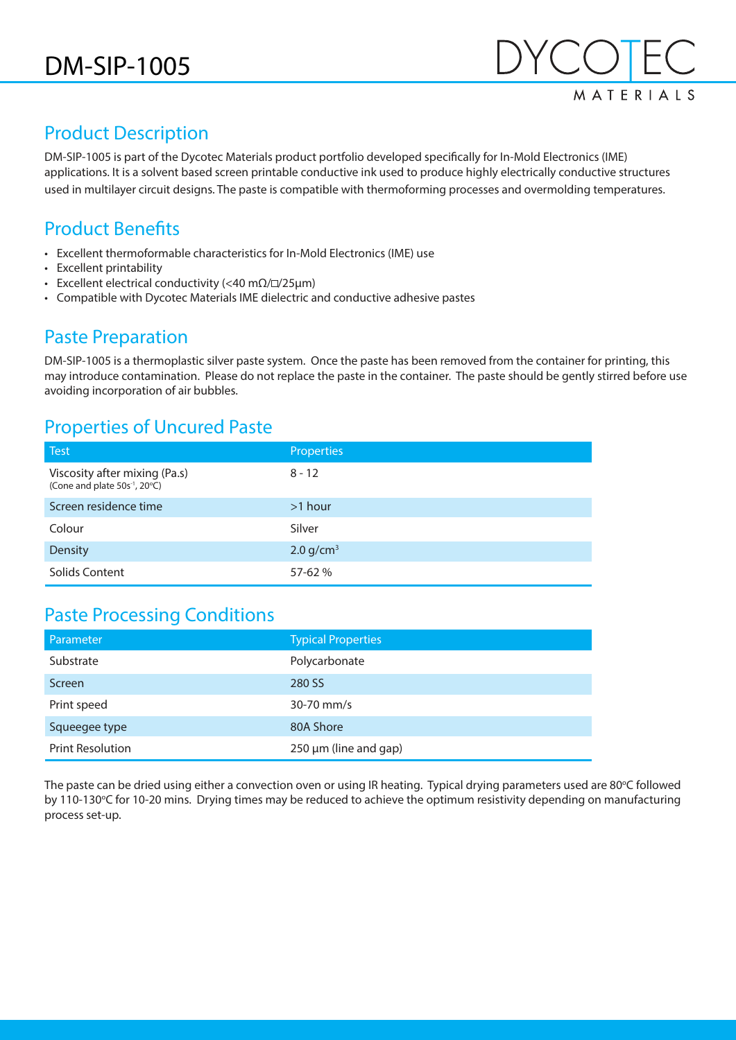# DM-SIP-1005

DYCOTEC MATERIALS

## Product Description

DM-SIP-1005 is part of the Dycotec Materials product portfolio developed specifically for In-Mold Electronics (IME) applications. It is a solvent based screen printable conductive ink used to produce highly electrically conductive structures used in multilayer circuit designs. The paste is compatible with thermoforming processes and overmolding temperatures.

## Product Benefits

- Excellent thermoformable characteristics for In-Mold Electronics (IME) use
- Excellent printability
- Excellent electrical conductivity (<40 mΩ/□/25µm)
- Compatible with Dycotec Materials IME dielectric and conductive adhesive pastes

## Paste Preparation

DM-SIP-1005 is a thermoplastic silver paste system. Once the paste has been removed from the container for printing, this may introduce contamination. Please do not replace the paste in the container. The paste should be gently stirred before use avoiding incorporation of air bubbles.

## Properties of Uncured Paste

| Test | Properties |
|---|---|
| Viscosity after mixing (Pa.s) (Cone and plate $50s^{-1}$, 20°C) | 8 - 12 |
| Screen residence time | >1 hour |
| Colour | Silver |
| Density | 2.0 g/$cm^3$ |
| Solids Content | 57-62 % |

## Paste Processing Conditions

| Parameter | Typical Properties |
|---|---|
| Substrate | Polycarbonate |
| Screen | 280 SS |
| Print speed | 30-70 mm/s |
| Squeegee type | 80A Shore |
| Print Resolution | 250 µm (line and gap) |

The paste can be dried using either a convection oven or using IR heating. Typical drying parameters used are 80°C followed by 110-130°C for 10-20 mins. Drying times may be reduced to achieve the optimum resistivity depending on manufacturing process set-up.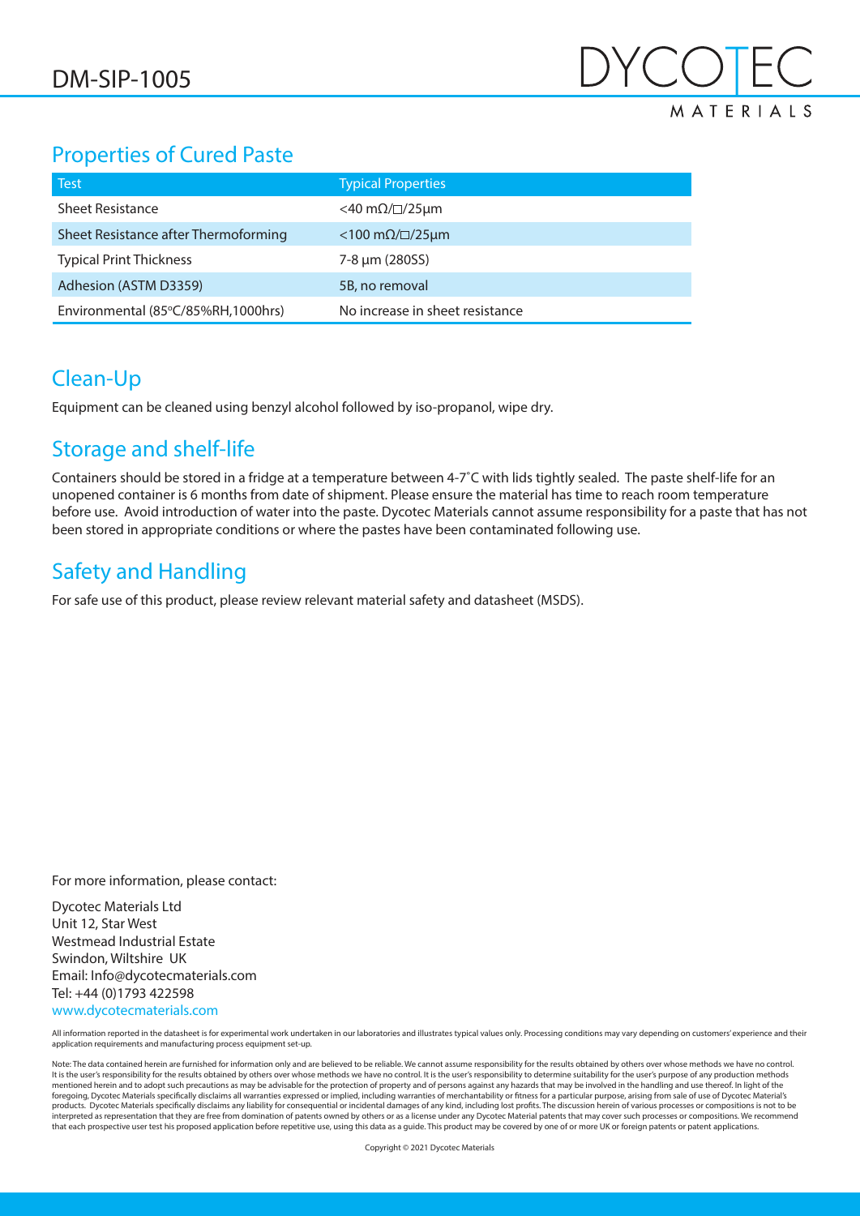## Properties of Cured Paste

| Test | Typical Properties |
| --- | --- |
| Sheet Resistance | <40 mΩ/□/25µm |
| Sheet Resistance after Thermoforming | <100 mΩ/□/25µm |
| Typical Print Thickness | 7-8 µm (280SS) |
| Adhesion (ASTM D3359) | 5B, no removal |
| Environmental (85°C/85%RH,1000hrs) | No increase in sheet resistance |

## Clean-Up

Equipment can be cleaned using benzyl alcohol followed by iso-propanol, wipe dry.

## Storage and shelf-life

Containers should be stored in a fridge at a temperature between 4-7˚C with lids tightly sealed. The paste shelf-life for an unopened container is 6 months from date of shipment. Please ensure the material has time to reach room temperature before use. Avoid introduction of water into the paste. Dycotec Materials cannot assume responsibility for a paste that has not been stored in appropriate conditions or where the pastes have been contaminated following use.

## Safety and Handling

For safe use of this product, please review relevant material safety and datasheet (MSDS).

For more information, please contact:

Dycotec Materials Ltd
Unit 12, Star West
Westmead Industrial Estate
Swindon, Wiltshire UK
Email: Info@dycotecmaterials.com
Tel: +44 (0)1793 422598
www.dycotecmaterials.com

All information reported in the datasheet is for experimental work undertaken in our laboratories and illustrates typical values only. Processing conditions may vary depending on customers' experience and their application requirements and manufacturing process equipment set-up.

Note: The data contained herein are furnished for information only and are believed to be reliable. We cannot assume responsibility for the results obtained by others over whose methods we have no control. It is the user's responsibility for the results obtained by others over whose methods we have no control. It is the user's responsibility to determine suitability for the user's purpose of any production methods mentioned herein and to adopt such precautions as may be advisable for the protection of property and of persons against any hazards that may be involved in the handling and use thereof. In light of the foregoing, Dycotec Materials specifically disclaims all warranties expressed or implied, including warranties of merchantability or fitness for a particular purpose, arising from sale of use of Dycotec Material's products. Dycotec Materials specifically disclaims any liability for consequential or incidental damages of any kind, including lost profits. The discussion herein of various processes or compositions is not to be interpreted as representation that they are free from domination of patents owned by others or as a license under any Dycotec Material patents that may cover such processes or compositions. We recommend that each prospective user test his proposed application before repetitive use, using this data as a guide. This product may be covered by one of or more UK or foreign patents or patent applications.

Copyright © 2021 Dycotec Materials